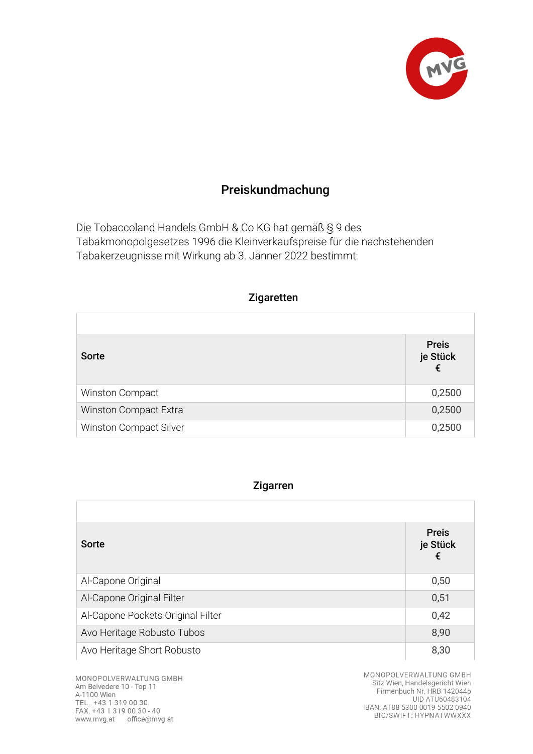# Preiskundmachung

Die Tobaccoland Handels GmbH & Co KG hat gemäß § 9 des Tabakmonopolgesetzes 1996 die Kleinverkaufspreise für die nachstehenden Tabakerzeugnisse mit Wirkung ab 3. Jänner 2022 bestimmt:

## Zigaretten

| Sorte | Preis je Stück € |
|---|---|
| Winston Compact | 0,2500 |
| Winston Compact Extra | 0,2500 |
| Winston Compact Silver | 0,2500 |

## Zigarren

| Sorte | Preis je Stück € |
|---|---|
| Al-Capone Original | 0,50 |
| Al-Capone Original Filter | 0,51 |
| Al-Capone Pockets Original Filter | 0,42 |
| Avo Heritage Robusto Tubos | 8,90 |
| Avo Heritage Short Robusto | 8,30 |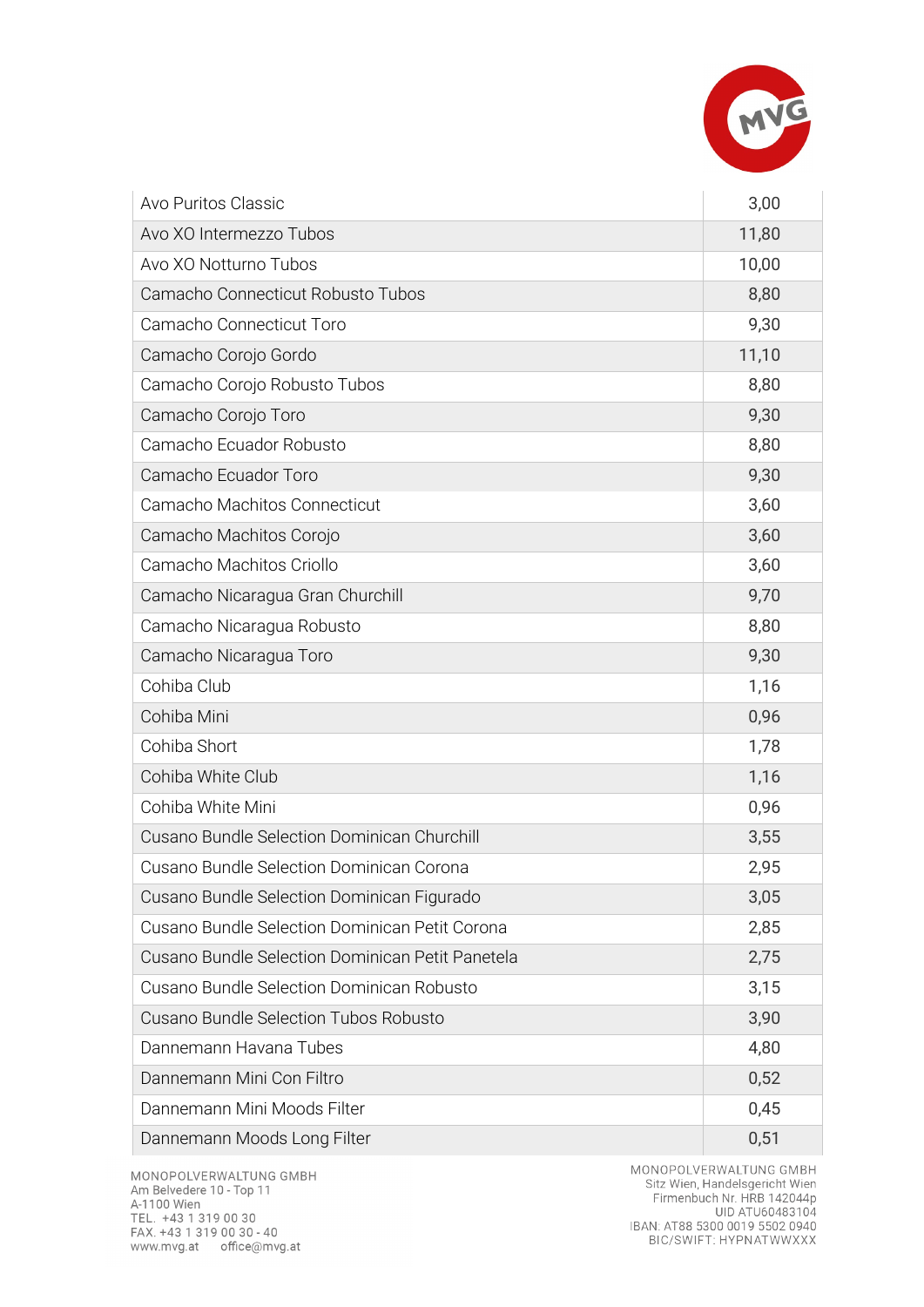| Avo Puritos Classic | 3,00 |
|---|---|
| Avo XO Intermezzo Tubos | 11,80 |
| Avo XO Notturno Tubos | 10,00 |
| Camacho Connecticut Robusto Tubos | 8,80 |
| Camacho Connecticut Toro | 9,30 |
| Camacho Corojo Gordo | 11,10 |
| Camacho Corojo Robusto Tubos | 8,80 |
| Camacho Corojo Toro | 9,30 |
| Camacho Ecuador Robusto | 8,80 |
| Camacho Ecuador Toro | 9,30 |
| Camacho Machitos Connecticut | 3,60 |
| Camacho Machitos Corojo | 3,60 |
| Camacho Machitos Criollo | 3,60 |
| Camacho Nicaragua Gran Churchill | 9,70 |
| Camacho Nicaragua Robusto | 8,80 |
| Camacho Nicaragua Toro | 9,30 |
| Cohiba Club | 1,16 |
| Cohiba Mini | 0,96 |
| Cohiba Short | 1,78 |
| Cohiba White Club | 1,16 |
| Cohiba White Mini | 0,96 |
| Cusano Bundle Selection Dominican Churchill | 3,55 |
| Cusano Bundle Selection Dominican Corona | 2,95 |
| Cusano Bundle Selection Dominican Figurado | 3,05 |
| Cusano Bundle Selection Dominican Petit Corona | 2,85 |
| Cusano Bundle Selection Dominican Petit Panetela | 2,75 |
| Cusano Bundle Selection Dominican Robusto | 3,15 |
| Cusano Bundle Selection Tubos Robusto | 3,90 |
| Dannemann Havana Tubes | 4,80 |
| Dannemann Mini Con Filtro | 0,52 |
| Dannemann Mini Moods Filter | 0,45 |
| Dannemann Moods Long Filter | 0,51 |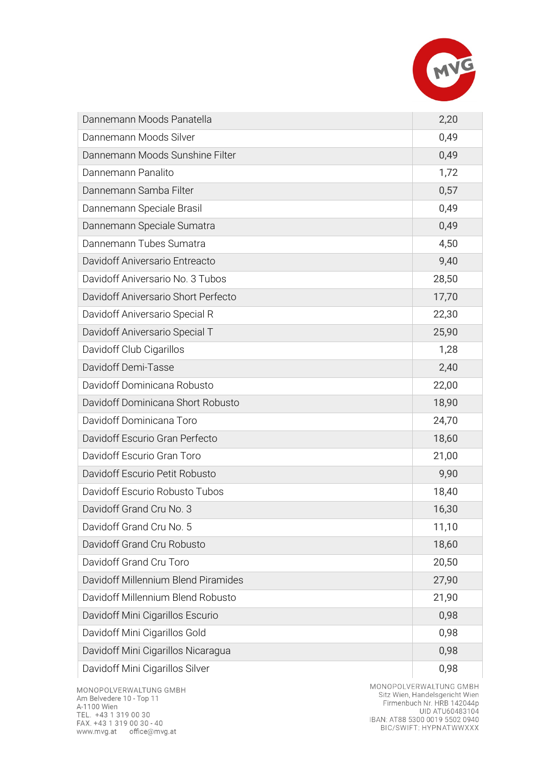| | |
|---|---|
| Dannemann Moods Panatella | 2,20 |
| Dannemann Moods Silver | 0,49 |
| Dannemann Moods Sunshine Filter | 0,49 |
| Dannemann Panalito | 1,72 |
| Dannemann Samba Filter | 0,57 |
| Dannemann Speciale Brasil | 0,49 |
| Dannemann Speciale Sumatra | 0,49 |
| Dannemann Tubes Sumatra | 4,50 |
| Davidoff Aniversario Entreacto | 9,40 |
| Davidoff Aniversario No. 3 Tubos | 28,50 |
| Davidoff Aniversario Short Perfecto | 17,70 |
| Davidoff Aniversario Special R | 22,30 |
| Davidoff Aniversario Special T | 25,90 |
| Davidoff Club Cigarillos | 1,28 |
| Davidoff Demi-Tasse | 2,40 |
| Davidoff Dominicana Robusto | 22,00 |
| Davidoff Dominicana Short Robusto | 18,90 |
| Davidoff Dominicana Toro | 24,70 |
| Davidoff Escurio Gran Perfecto | 18,60 |
| Davidoff Escurio Gran Toro | 21,00 |
| Davidoff Escurio Petit Robusto | 9,90 |
| Davidoff Escurio Robusto Tubos | 18,40 |
| Davidoff Grand Cru No. 3 | 16,30 |
| Davidoff Grand Cru No. 5 | 11,10 |
| Davidoff Grand Cru Robusto | 18,60 |
| Davidoff Grand Cru Toro | 20,50 |
| Davidoff Millennium Blend Piramides | 27,90 |
| Davidoff Millennium Blend Robusto | 21,90 |
| Davidoff Mini Cigarillos Escurio | 0,98 |
| Davidoff Mini Cigarillos Gold | 0,98 |
| Davidoff Mini Cigarillos Nicaragua | 0,98 |
| Davidoff Mini Cigarillos Silver | 0,98 |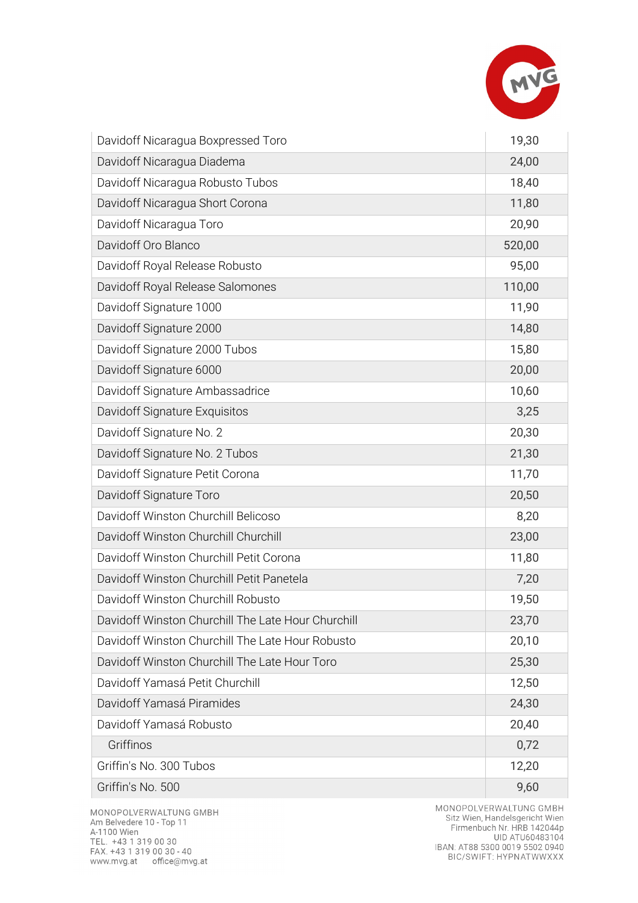| Davidoff Nicaragua Boxpressed Toro | 19,30 |
|---|---|
| Davidoff Nicaragua Diadema | 24,00 |
| Davidoff Nicaragua Robusto Tubos | 18,40 |
| Davidoff Nicaragua Short Corona | 11,80 |
| Davidoff Nicaragua Toro | 20,90 |
| Davidoff Oro Blanco | 520,00 |
| Davidoff Royal Release Robusto | 95,00 |
| Davidoff Royal Release Salomones | 110,00 |
| Davidoff Signature 1000 | 11,90 |
| Davidoff Signature 2000 | 14,80 |
| Davidoff Signature 2000 Tubos | 15,80 |
| Davidoff Signature 6000 | 20,00 |
| Davidoff Signature Ambassadrice | 10,60 |
| Davidoff Signature Exquisitos | 3,25 |
| Davidoff Signature No. 2 | 20,30 |
| Davidoff Signature No. 2 Tubos | 21,30 |
| Davidoff Signature Petit Corona | 11,70 |
| Davidoff Signature Toro | 20,50 |
| Davidoff Winston Churchill Belicoso | 8,20 |
| Davidoff Winston Churchill Churchill | 23,00 |
| Davidoff Winston Churchill Petit Corona | 11,80 |
| Davidoff Winston Churchill Petit Panetela | 7,20 |
| Davidoff Winston Churchill Robusto | 19,50 |
| Davidoff Winston Churchill The Late Hour Churchill | 23,70 |
| Davidoff Winston Churchill The Late Hour Robusto | 20,10 |
| Davidoff Winston Churchill The Late Hour Toro | 25,30 |
| Davidoff Yamasá Petit Churchill | 12,50 |
| Davidoff Yamasá Piramides | 24,30 |
| Davidoff Yamasá Robusto | 20,40 |
| Griffinos | 0,72 |
| Griffin's No. 300 Tubos | 12,20 |
| Griffin's No. 500 | 9,60 |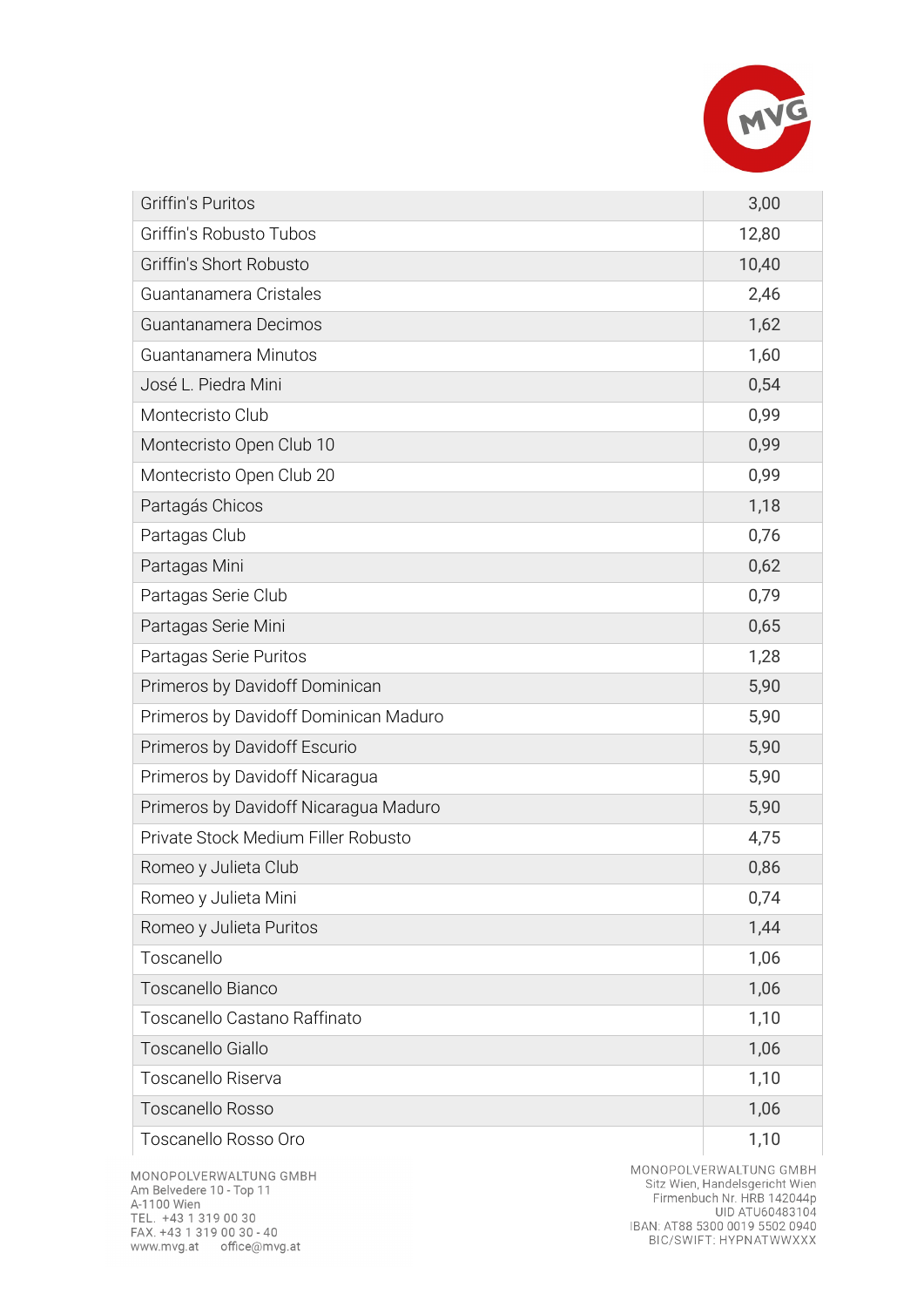| Griffin's Puritos | 3,00 |
|---|---|
| Griffin's Robusto Tubos | 12,80 |
| Griffin's Short Robusto | 10,40 |
| Guantanamera Cristales | 2,46 |
| Guantanamera Decimos | 1,62 |
| Guantanamera Minutos | 1,60 |
| José L. Piedra Mini | 0,54 |
| Montecristo Club | 0,99 |
| Montecristo Open Club 10 | 0,99 |
| Montecristo Open Club 20 | 0,99 |
| Partagás Chicos | 1,18 |
| Partagas Club | 0,76 |
| Partagas Mini | 0,62 |
| Partagas Serie Club | 0,79 |
| Partagas Serie Mini | 0,65 |
| Partagas Serie Puritos | 1,28 |
| Primeros by Davidoff Dominican | 5,90 |
| Primeros by Davidoff Dominican Maduro | 5,90 |
| Primeros by Davidoff Escurio | 5,90 |
| Primeros by Davidoff Nicaragua | 5,90 |
| Primeros by Davidoff Nicaragua Maduro | 5,90 |
| Private Stock Medium Filler Robusto | 4,75 |
| Romeo y Julieta Club | 0,86 |
| Romeo y Julieta Mini | 0,74 |
| Romeo y Julieta Puritos | 1,44 |
| Toscanello | 1,06 |
| Toscanello Bianco | 1,06 |
| Toscanello Castano Raffinato | 1,10 |
| Toscanello Giallo | 1,06 |
| Toscanello Riserva | 1,10 |
| Toscanello Rosso | 1,06 |
| Toscanello Rosso Oro | 1,10 |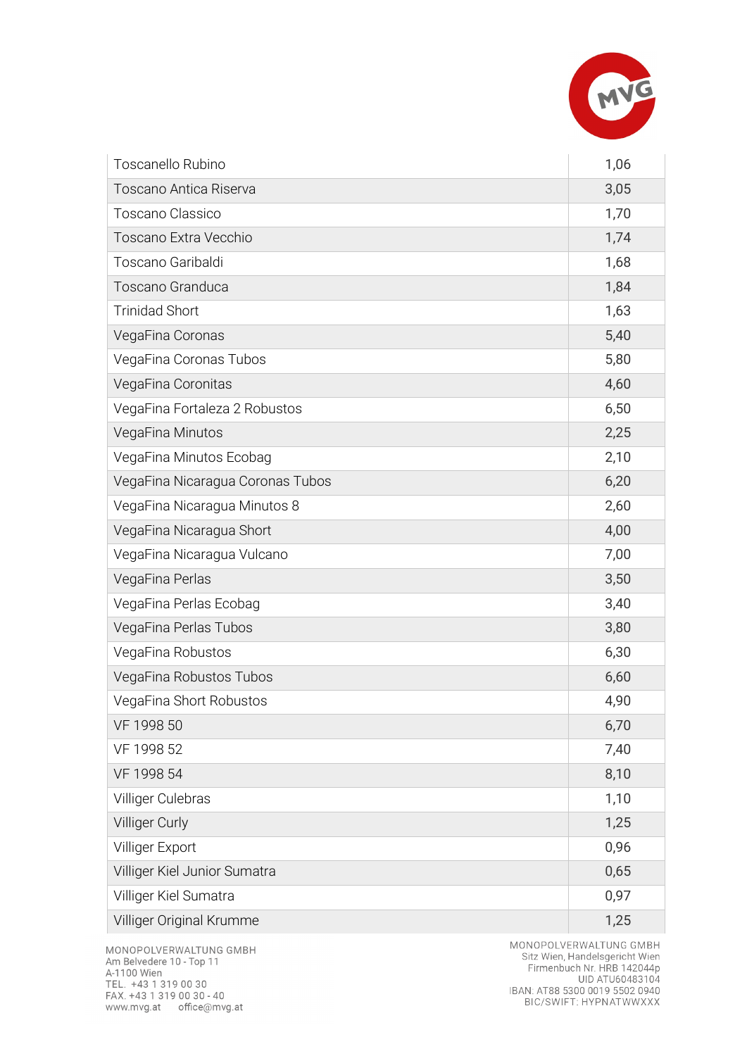| Toscanello Rubino | 1,06 |
|---|---|
| Toscano Antica Riserva | 3,05 |
| Toscano Classico | 1,70 |
| Toscano Extra Vecchio | 1,74 |
| Toscano Garibaldi | 1,68 |
| Toscano Granduca | 1,84 |
| Trinidad Short | 1,63 |
| VegaFina Coronas | 5,40 |
| VegaFina Coronas Tubos | 5,80 |
| VegaFina Coronitas | 4,60 |
| VegaFina Fortaleza 2 Robustos | 6,50 |
| VegaFina Minutos | 2,25 |
| VegaFina Minutos Ecobag | 2,10 |
| VegaFina Nicaragua Coronas Tubos | 6,20 |
| VegaFina Nicaragua Minutos 8 | 2,60 |
| VegaFina Nicaragua Short | 4,00 |
| VegaFina Nicaragua Vulcano | 7,00 |
| VegaFina Perlas | 3,50 |
| VegaFina Perlas Ecobag | 3,40 |
| VegaFina Perlas Tubos | 3,80 |
| VegaFina Robustos | 6,30 |
| VegaFina Robustos Tubos | 6,60 |
| VegaFina Short Robustos | 4,90 |
| VF 1998 50 | 6,70 |
| VF 1998 52 | 7,40 |
| VF 1998 54 | 8,10 |
| Villiger Culebras | 1,10 |
| Villiger Curly | 1,25 |
| Villiger Export | 0,96 |
| Villiger Kiel Junior Sumatra | 0,65 |
| Villiger Kiel Sumatra | 0,97 |
| Villiger Original Krumme | 1,25 |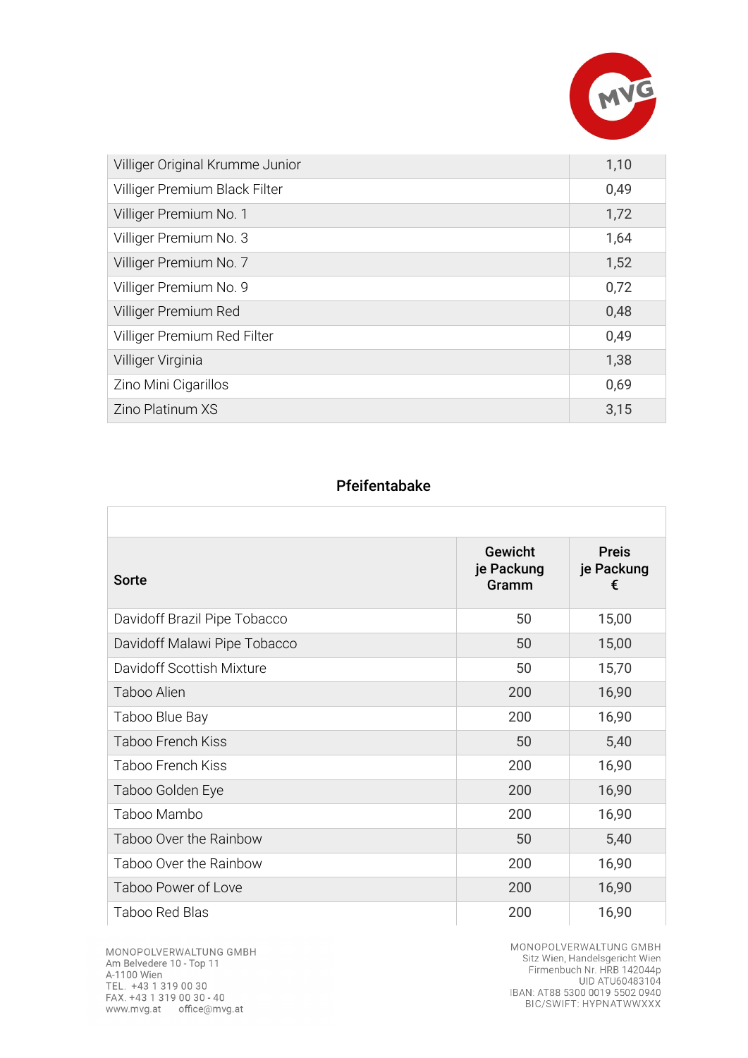| | |
|---|---|
| Villiger Original Krumme Junior | 1,10 |
| Villiger Premium Black Filter | 0,49 |
| Villiger Premium No. 1 | 1,72 |
| Villiger Premium No. 3 | 1,64 |
| Villiger Premium No. 7 | 1,52 |
| Villiger Premium No. 9 | 0,72 |
| Villiger Premium Red | 0,48 |
| Villiger Premium Red Filter | 0,49 |
| Villiger Virginia | 1,38 |
| Zino Mini Cigarillos | 0,69 |
| Zino Platinum XS | 3,15 |

## Pfeifentabake

| Sorte | Gewicht je Packung Gramm | Preis je Packung € |
|---|---|---|
| Davidoff Brazil Pipe Tobacco | 50 | 15,00 |
| Davidoff Malawi Pipe Tobacco | 50 | 15,00 |
| Davidoff Scottish Mixture | 50 | 15,70 |
| Taboo Alien | 200 | 16,90 |
| Taboo Blue Bay | 200 | 16,90 |
| Taboo French Kiss | 50 | 5,40 |
| Taboo French Kiss | 200 | 16,90 |
| Taboo Golden Eye | 200 | 16,90 |
| Taboo Mambo | 200 | 16,90 |
| Taboo Over the Rainbow | 50 | 5,40 |
| Taboo Over the Rainbow | 200 | 16,90 |
| Taboo Power of Love | 200 | 16,90 |
| Taboo Red Blas | 200 | 16,90 |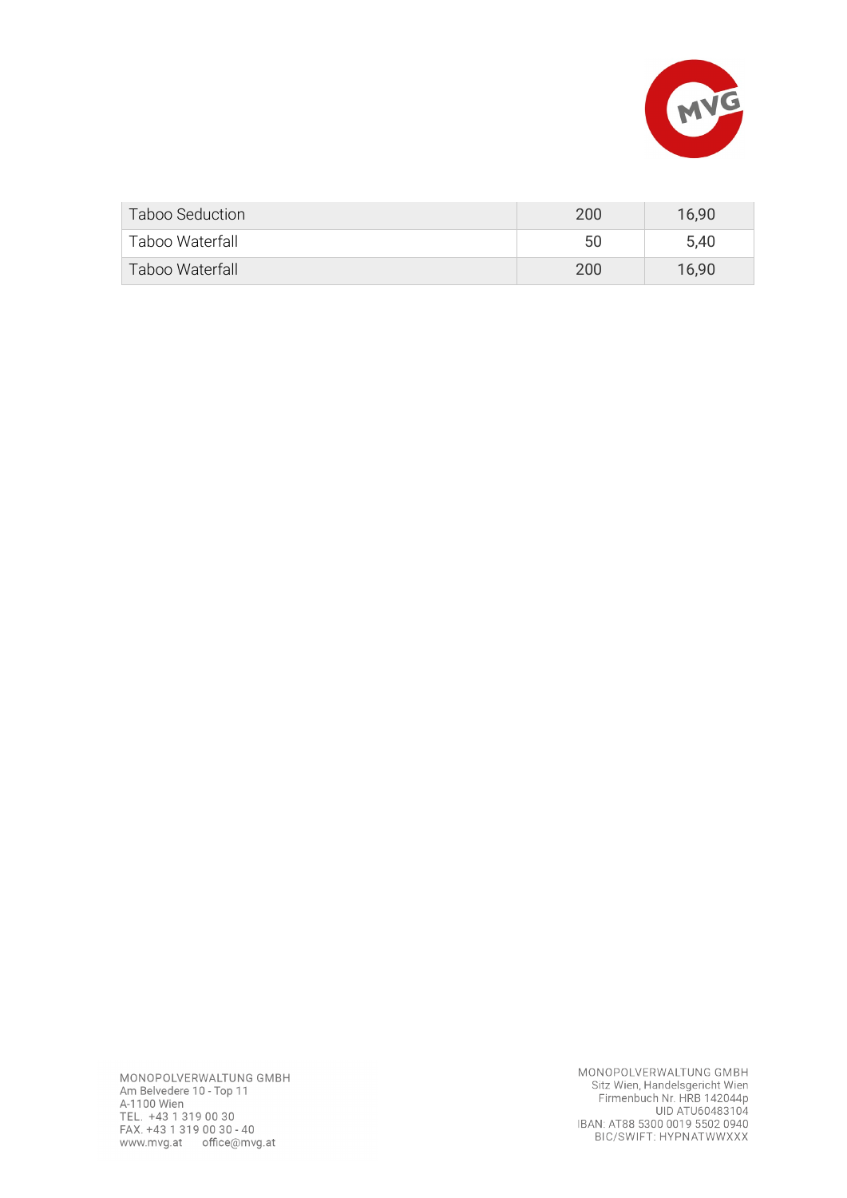| | | |
|---|---|---|
| Taboo Seduction | 200 | 16,90 |
| Taboo Waterfall | 50 | 5,40 |
| Taboo Waterfall | 200 | 16,90 |